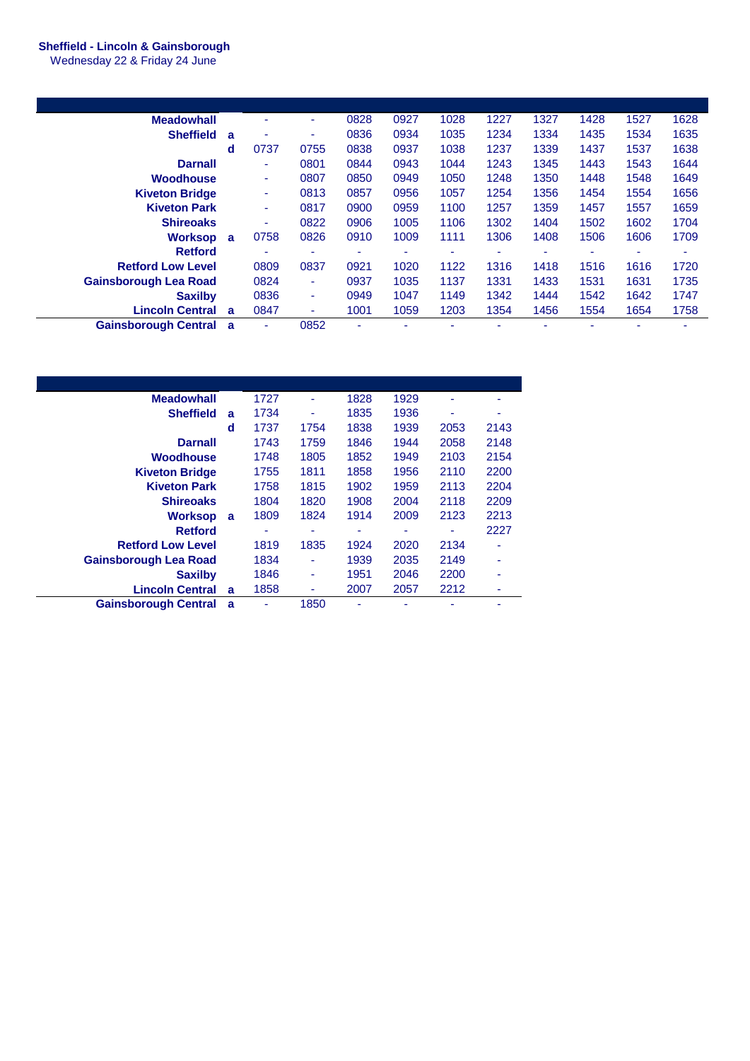**Sheffield - Lincoln & Gainsborough**
Wednesday 22 & Friday 24 June

| | | | | | | | | | | | |
|---|---|---|---|---|---|---|---|---|---|---|---|
| **Meadowhall** | | - | - | 0828 | 0927 | 1028 | 1227 | 1327 | 1428 | 1527 | 1628 |
| **Sheffield** | **a** | - | - | 0836 | 0934 | 1035 | 1234 | 1334 | 1435 | 1534 | 1635 |
| | **d** | 0737 | 0755 | 0838 | 0937 | 1038 | 1237 | 1339 | 1437 | 1537 | 1638 |
| **Darnall** | | - | 0801 | 0844 | 0943 | 1044 | 1243 | 1345 | 1443 | 1543 | 1644 |
| **Woodhouse** | | - | 0807 | 0850 | 0949 | 1050 | 1248 | 1350 | 1448 | 1548 | 1649 |
| **Kiveton Bridge** | | - | 0813 | 0857 | 0956 | 1057 | 1254 | 1356 | 1454 | 1554 | 1656 |
| **Kiveton Park** | | - | 0817 | 0900 | 0959 | 1100 | 1257 | 1359 | 1457 | 1557 | 1659 |
| **Shireoaks** | | - | 0822 | 0906 | 1005 | 1106 | 1302 | 1404 | 1502 | 1602 | 1704 |
| **Worksop** | **a** | 0758 | 0826 | 0910 | 1009 | 1111 | 1306 | 1408 | 1506 | 1606 | 1709 |
| **Retford** | | - | - | - | - | - | - | - | - | - | - |
| **Retford Low Level** | | 0809 | 0837 | 0921 | 1020 | 1122 | 1316 | 1418 | 1516 | 1616 | 1720 |
| **Gainsborough Lea Road** | | 0824 | - | 0937 | 1035 | 1137 | 1331 | 1433 | 1531 | 1631 | 1735 |
| **Saxilby** | | 0836 | - | 0949 | 1047 | 1149 | 1342 | 1444 | 1542 | 1642 | 1747 |
| **Lincoln Central** | **a** | 0847 | - | 1001 | 1059 | 1203 | 1354 | 1456 | 1554 | 1654 | 1758 |
| **Gainsborough Central** | **a** | - | 0852 | - | - | - | - | - | - | - | - |

| | | | | | | | |
|---|---|---|---|---|---|---|---|
| **Meadowhall** | | 1727 | - | 1828 | 1929 | - | - |
| **Sheffield** | **a** | 1734 | - | 1835 | 1936 | - | - |
| | **d** | 1737 | 1754 | 1838 | 1939 | 2053 | 2143 |
| **Darnall** | | 1743 | 1759 | 1846 | 1944 | 2058 | 2148 |
| **Woodhouse** | | 1748 | 1805 | 1852 | 1949 | 2103 | 2154 |
| **Kiveton Bridge** | | 1755 | 1811 | 1858 | 1956 | 2110 | 2200 |
| **Kiveton Park** | | 1758 | 1815 | 1902 | 1959 | 2113 | 2204 |
| **Shireoaks** | | 1804 | 1820 | 1908 | 2004 | 2118 | 2209 |
| **Worksop** | **a** | 1809 | 1824 | 1914 | 2009 | 2123 | 2213 |
| **Retford** | | - | - | - | - | - | 2227 |
| **Retford Low Level** | | 1819 | 1835 | 1924 | 2020 | 2134 | - |
| **Gainsborough Lea Road** | | 1834 | - | 1939 | 2035 | 2149 | - |
| **Saxilby** | | 1846 | - | 1951 | 2046 | 2200 | - |
| **Lincoln Central** | **a** | 1858 | - | 2007 | 2057 | 2212 | - |
| **Gainsborough Central** | **a** | - | 1850 | - | - | - | - |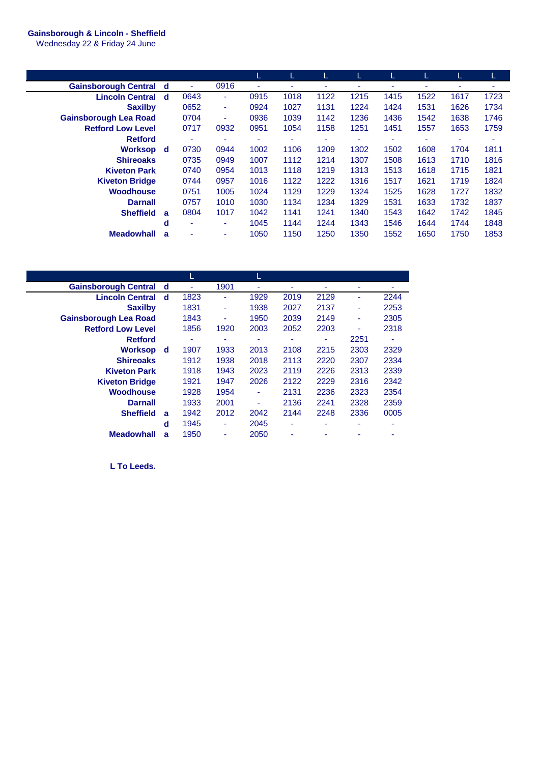**Gainsborough & Lincoln - Sheffield**
Wednesday 22 & Friday 24 June

| | | | | L | L | L | L | L | L | L | L |
|---|---|---|---|---|---|---|---|---|---|---|---|
| **Gainsborough Central** | **d** | - | 0916 | - | - | - | - | - | - | - | - |
| **Lincoln Central** | **d** | 0643 | - | 0915 | 1018 | 1122 | 1215 | 1415 | 1522 | 1617 | 1723 |
| **Saxilby** | | 0652 | - | 0924 | 1027 | 1131 | 1224 | 1424 | 1531 | 1626 | 1734 |
| **Gainsborough Lea Road** | | 0704 | - | 0936 | 1039 | 1142 | 1236 | 1436 | 1542 | 1638 | 1746 |
| **Retford Low Level** | | 0717 | 0932 | 0951 | 1054 | 1158 | 1251 | 1451 | 1557 | 1653 | 1759 |
| **Retford** | | - | - | - | - | - | - | - | - | - | - |
| **Worksop** | **d** | 0730 | 0944 | 1002 | 1106 | 1209 | 1302 | 1502 | 1608 | 1704 | 1811 |
| **Shireoaks** | | 0735 | 0949 | 1007 | 1112 | 1214 | 1307 | 1508 | 1613 | 1710 | 1816 |
| **Kiveton Park** | | 0740 | 0954 | 1013 | 1118 | 1219 | 1313 | 1513 | 1618 | 1715 | 1821 |
| **Kiveton Bridge** | | 0744 | 0957 | 1016 | 1122 | 1222 | 1316 | 1517 | 1621 | 1719 | 1824 |
| **Woodhouse** | | 0751 | 1005 | 1024 | 1129 | 1229 | 1324 | 1525 | 1628 | 1727 | 1832 |
| **Darnall** | | 0757 | 1010 | 1030 | 1134 | 1234 | 1329 | 1531 | 1633 | 1732 | 1837 |
| **Sheffield** | **a** | 0804 | 1017 | 1042 | 1141 | 1241 | 1340 | 1543 | 1642 | 1742 | 1845 |
| | **d** | - | - | 1045 | 1144 | 1244 | 1343 | 1546 | 1644 | 1744 | 1848 |
| **Meadowhall** | **a** | - | - | 1050 | 1150 | 1250 | 1350 | 1552 | 1650 | 1750 | 1853 |

| | | L | | L | | | | |
|---|---|---|---|---|---|---|---|---|
| **Gainsborough Central** | **d** | - | 1901 | - | - | - | - | - |
| **Lincoln Central** | **d** | 1823 | - | 1929 | 2019 | 2129 | - | 2244 |
| **Saxilby** | | 1831 | - | 1938 | 2027 | 2137 | - | 2253 |
| **Gainsborough Lea Road** | | 1843 | - | 1950 | 2039 | 2149 | - | 2305 |
| **Retford Low Level** | | 1856 | 1920 | 2003 | 2052 | 2203 | - | 2318 |
| **Retford** | | - | - | - | - | - | 2251 | - |
| **Worksop** | **d** | 1907 | 1933 | 2013 | 2108 | 2215 | 2303 | 2329 |
| **Shireoaks** | | 1912 | 1938 | 2018 | 2113 | 2220 | 2307 | 2334 |
| **Kiveton Park** | | 1918 | 1943 | 2023 | 2119 | 2226 | 2313 | 2339 |
| **Kiveton Bridge** | | 1921 | 1947 | 2026 | 2122 | 2229 | 2316 | 2342 |
| **Woodhouse** | | 1928 | 1954 | - | 2131 | 2236 | 2323 | 2354 |
| **Darnall** | | 1933 | 2001 | - | 2136 | 2241 | 2328 | 2359 |
| **Sheffield** | **a** | 1942 | 2012 | 2042 | 2144 | 2248 | 2336 | 0005 |
| | **d** | 1945 | - | 2045 | - | - | - | - |
| **Meadowhall** | **a** | 1950 | - | 2050 | - | - | - | - |

**L To Leeds.**